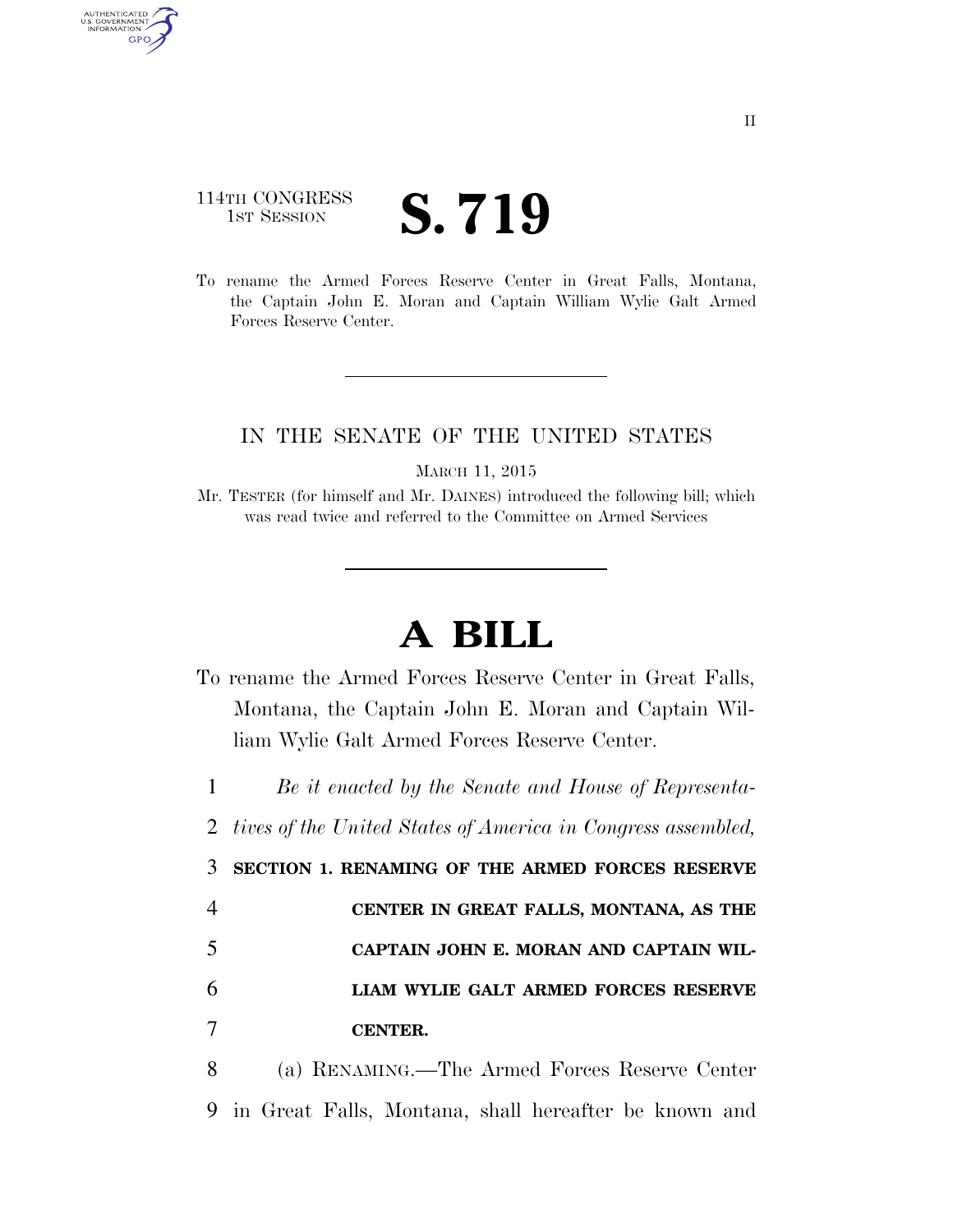114TH CONGRESS
1ST SESSION

# S. 719

To rename the Armed Forces Reserve Center in Great Falls, Montana, the Captain John E. Moran and Captain William Wylie Galt Armed Forces Reserve Center.

IN THE SENATE OF THE UNITED STATES

MARCH 11, 2015

Mr. TESTER (for himself and Mr. DAINES) introduced the following bill; which was read twice and referred to the Committee on Armed Services

# A BILL

To rename the Armed Forces Reserve Center in Great Falls, Montana, the Captain John E. Moran and Captain William Wylie Galt Armed Forces Reserve Center.

*Be it enacted by the Senate and House of Representatives of the United States of America in Congress assembled,*

**SECTION 1. RENAMING OF THE ARMED FORCES RESERVE CENTER IN GREAT FALLS, MONTANA, AS THE CAPTAIN JOHN E. MORAN AND CAPTAIN WILLIAM WYLIE GALT ARMED FORCES RESERVE CENTER.**

(a) RENAMING.—The Armed Forces Reserve Center in Great Falls, Montana, shall hereafter be known and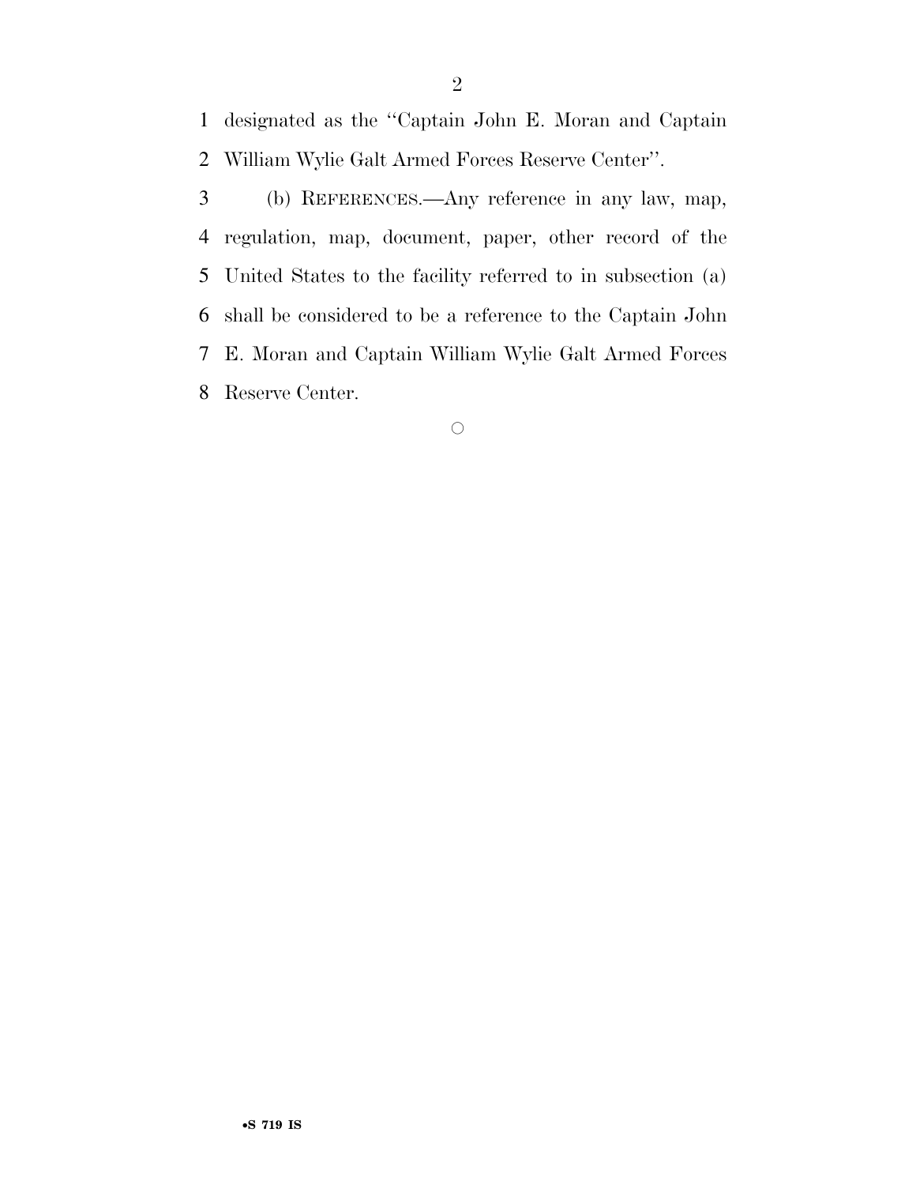designated as the ''Captain John E. Moran and Captain William Wylie Galt Armed Forces Reserve Center''.

(b) REFERENCES.—Any reference in any law, map, regulation, map, document, paper, other record of the United States to the facility referred to in subsection (a) shall be considered to be a reference to the Captain John E. Moran and Captain William Wylie Galt Armed Forces Reserve Center.

○